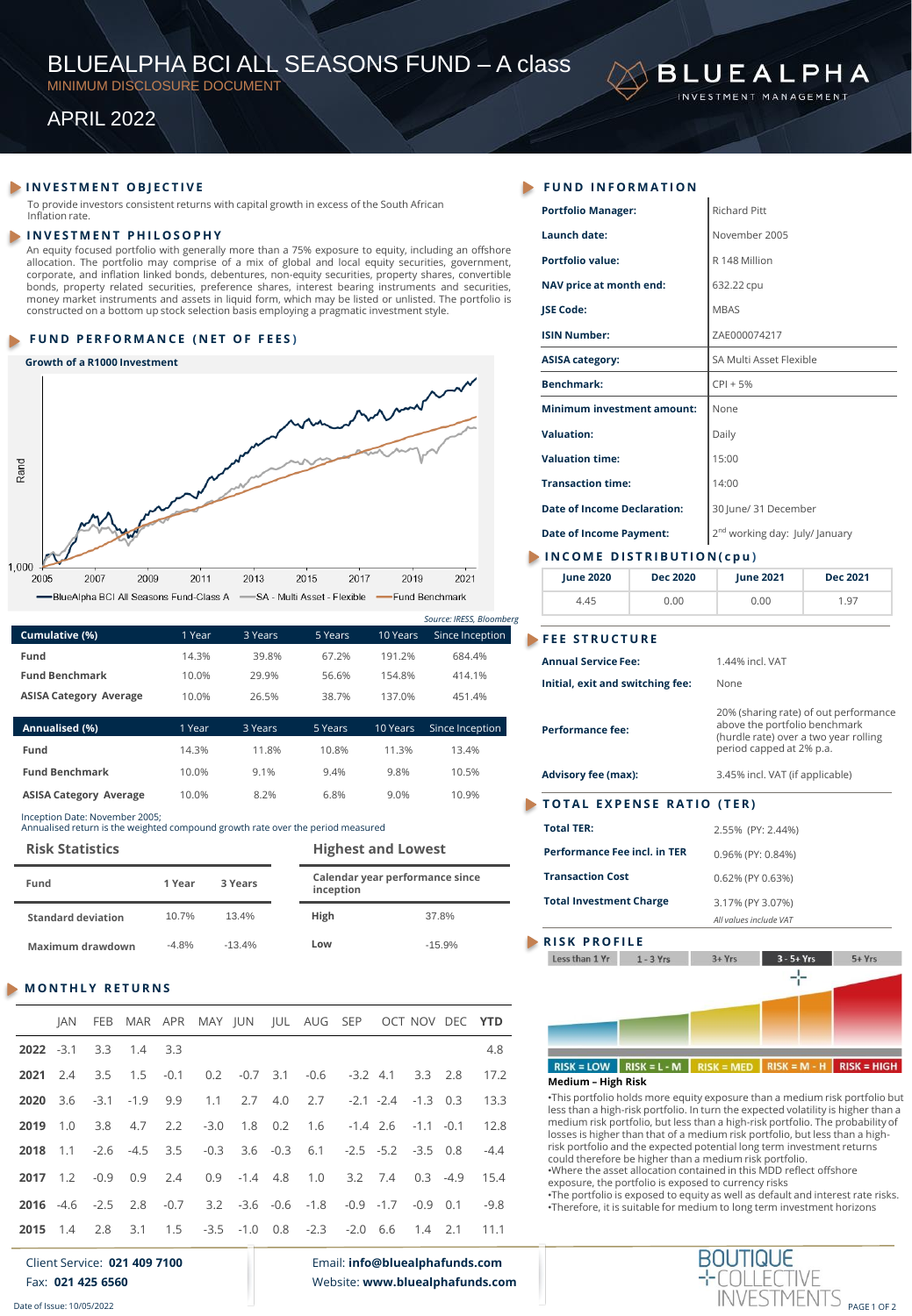# BLUEALPHA BCI ALL SEASONS FUND – A class

MINIMUM DISCLOSURE DOCUMENT

APRIL 2022

## INVESTMENT OBJECTIVE

To provide investors consistent returns with capital growth in excess of the South African Inflation rate.

## INVESTMENT PHILOSOPHY

An equity focused portfolio with generally more than a 75% exposure to equity, including an offshore allocation. The portfolio may comprise of a mix of global and local equity securities, government, corporate, and inflation linked bonds, debentures, non-equity securities property securities, convertible bonds, property related securities, preference shares, interest bearing instruments and securities, money market instruments and assets in liquid form, which may be listed or unlisted. The portfolio is constructed on a bottom up stock selection basis employing a pragmatic investment style.

## FUND PERFORMANCE (NET OF FEES)

**Growth of a R1000 Investment**

Rand

1,000

2005 2007 2009 2011 2013 2015 2017 2019 2021

BlueAlpha BCI All Seasons Fund-Class A — SA - Multi Asset - Flexible — Fund Benchmark

*Source: IRESS, Bloomberg*

| Cumulative (%) | 1 Year | 3 Years | 5 Years | 10 Years | Since Inception |
|---|---|---|---|---|---|
| Fund | 14.3% | 39.8% | 67.2% | 191.2% | 684.4% |
| Fund Benchmark | 10.0% | 29.9% | 56.6% | 154.8% | 414.1% |
| ASISA Category Average | 10.0% | 26.5% | 38.7% | 137.0% | 451.4% |

| Annualised (%) | 1 Year | 3 Years | 5 Years | 10 Years | Since Inception |
|---|---|---|---|---|---|
| Fund | 14.3% | 11.8% | 10.8% | 11.3% | 13.4% |
| Fund Benchmark | 10.0% | 9.1% | 9.4% | 9.8% | 10.5% |
| ASISA Category Average | 10.0% | 8.2% | 6.8% | 9.0% | 10.9% |

Inception Date: November 2005;
Annualised return is the weighted compound growth rate over the period measured

### Risk Statistics

| Fund | 1 Year | 3 Years |
|---|---|---|
| Standard deviation | 10.7% | 13.4% |
| Maximum drawdown | -4.8% | -13.4% |

### Highest and Lowest

| Calendar year performance since inception | |
|---|---|
| High | 37.8% |
| Low | -15.9% |

## MONTHLY RETURNS

| | JAN | FEB | MAR | APR | MAY | JUN | JUL | AUG | SEP | OCT | NOV | DEC | YTD |
|---|---|---|---|---|---|---|---|---|---|---|---|---|---|
| **2022** | -3.1 | 3.3 | 1.4 | 3.3 | | | | | | | | | 4.8 |
| **2021** | 2.4 | 3.5 | 1.5 | -0.1 | 0.2 | -0.7 | 3.1 | -0.6 | -3.2 | 4.1 | 3.3 | 2.8 | 17.2 |
| **2020** | 3.6 | -3.1 | -1.9 | 9.9 | 1.1 | 2.7 | 4.0 | 2.7 | -2.1 | -2.4 | -1.3 | 0.3 | 13.3 |
| **2019** | 1.0 | 3.8 | 4.7 | 2.2 | -3.0 | 1.8 | 0.2 | 1.6 | -1.4 | 2.6 | -1.1 | -0.1 | 12.8 |
| **2018** | 1.1 | -2.6 | -4.5 | 3.5 | -0.3 | 3.6 | -0.3 | 6.1 | -2.5 | -5.2 | -3.5 | 0.8 | -4.4 |
| **2017** | 1.2 | -0.9 | 0.9 | 2.4 | 0.9 | -1.4 | 4.8 | 1.0 | 3.2 | 7.4 | 0.3 | -4.9 | 15.4 |
| **2016** | -4.6 | -2.5 | 2.8 | -0.7 | 3.2 | -3.6 | -0.6 | -1.8 | -0.9 | -1.7 | -0.9 | 0.1 | -9.8 |
| **2015** | 1.4 | 2.8 | 3.1 | 1.5 | -3.5 | -1.0 | 0.8 | -2.3 | -2.0 | 6.6 | 1.4 | 2.1 | 11.1 |

## FUND INFORMATION

| | |
|---|---|
| **Portfolio Manager:** | Richard Pitt |
| **Launch date:** | November 2005 |
| **Portfolio value:** | R 148 Million |
| **NAV price at month end:** | 632.22 cpu |
| **JSE Code:** | MBAS |
| **ISIN Number:** | ZAE000074217 |
| **ASISA category:** | SA Multi Asset Flexible |
| **Benchmark:** | CPI + 5% |
| **Minimum investment amount:** | None |
| **Valuation:** | Daily |
| **Valuation time:** | 15:00 |
| **Transaction time:** | 14:00 |
| **Date of Income Declaration:** | 30 June/ 31 December |
| **Date of Income Payment:** | 2nd working day: July/ January |

## INCOME DISTRIBUTION(cpu)

| June 2020 | Dec 2020 | June 2021 | Dec 2021 |
|---|---|---|---|
| 4.45 | 0.00 | 0.00 | 1.97 |

## FEE STRUCTURE

| | |
|---|---|
| **Annual Service Fee:** | 1.44% incl. VAT |
| **Initial, exit and switching fee:** | None |
| **Performance fee:** | 20% (sharing rate) of out performance above the portfolio benchmark (hurdle rate) over a two year rolling period capped at 2% p.a. |
| **Advisory fee (max):** | 3.45% incl. VAT (if applicable) |

## TOTAL EXPENSE RATIO (TER)

| | |
|---|---|
| **Total TER:** | 2.55% (PY: 2.44%) |
| **Performance Fee incl. in TER** | 0.96% (PY: 0.84%) |
| **Transaction Cost** | 0.62% (PY 0.63%) |
| **Total Investment Charge** | 3.17% (PY 3.07%) |

*All values include VAT*

## RISK PROFILE

Less than 1 Yr | 1 - 3 Yrs | 3+ Yrs | 3 - 5+ Yrs | 5+ Yrs

RISK = LOW | RISK = L - M | RISK = MED | RISK = M - H | RISK = HIGH

**Medium – High Risk**

- This portfolio holds more equity exposure than a medium risk portfolio but less than a high-risk portfolio. In turn the expected volatility is higher than a medium risk portfolio, but less than a high-risk portfolio. The probability of losses is higher than that of a medium risk portfolio, but less than a high-risk portfolio and the expected potential long term investment returns could therefore be higher than a medium risk portfolio.
- Where the asset allocation contained in this MDD reflect offshore exposure, the portfolio is exposed to currency risks
- The portfolio is exposed to equity as well as default and interest rate risks.
- Therefore, it is suitable for medium to long term investment horizons

Client Service: **021 409 7100**
Fax: **021 425 6560**

Email: **info@bluealphafunds.com**
Website: **www.bluealphafunds.com**

Date of Issue: 10/05/2022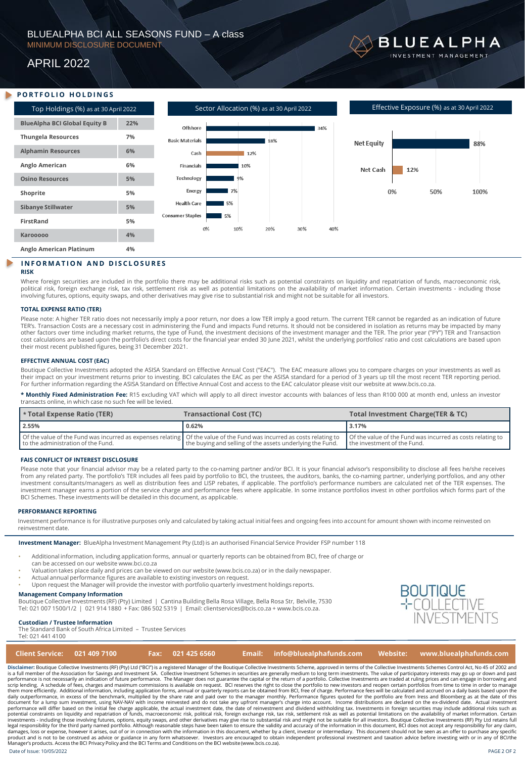# BLUEALPHA BCI ALL SEASONS FUND – A class

MINIMUM DISCLOSURE DOCUMENT

APRIL 2022

BLUEALPHA INVESTMENT MANAGEMENT

## PORTFOLIO HOLDINGS

| Top Holdings (%) as at 30 April 2022 | |
|---|---|
| BlueAlpha BCI Global Equity B | 22% |
| Thungela Resources | 7% |
| Alphamin Resources | 6% |
| Anglo American | 6% |
| Osino Resources | 5% |
| Shoprite | 5% |
| Sibanye Stillwater | 5% |
| FirstRand | 5% |
| Karooooo | 4% |
| Anglo American Platinum | 4% |

Sector Allocation (%) as at 30 April 2022

Offshore 34%
Basic Materials 18%
Cash 12%
Financials 10%
Technology 9%
Energy 7%
Health Care 5%
Consumer Staples 5%

0% 10% 20% 30% 40%

Effective Exposure (%) as at 30 April 2022

Net Equity 88%
Net Cash 12%

0% 50% 100%

## INFORMATION AND DISCLOSURES

### RISK

Where foreign securities are included in the portfolio there may be additional risks such as potential constraints on liquidity and repatriation of funds, macroeconomic risk, political risk, foreign exchange risk, tax risk, settlement risk as well as potential limitations on the availability of market information. Certain investments - including those involving futures, options, equity swaps, and other derivatives may give rise to substantial risk and might not be suitable for all investors.

### TOTAL EXPENSE RATIO (TER)

Please note: A higher TER ratio does not necessarily imply a poor return, nor does a low TER imply a good return. The current TER cannot be regarded as an indication of future TER's. Transaction Costs are a necessary cost in administering the Fund and impacts Fund returns. It should not be considered in isolation as returns may be impacted by many other factors over time including market returns, the type of Fund, the investment decisions of the investment manager and the TER. The prior year ("PY") TER and Transaction cost calculations are based upon the portfolio's direct costs for the financial year ended 30 June 2021, whilst the underlying portfolios' ratio and cost calculations are based upon their most recent published figures, being 31 December 2021.

### EFFECTIVE ANNUAL COST (EAC)

Boutique Collective Investments adopted the ASISA Standard on Effective Annual Cost ("EAC"). The EAC measure allows you to compare charges on your investments as well as their impact on your investment returns prior to investing. BCI calculates the EAC as per the ASISA standard for a period of 3 years up till the most recent TER reporting period. For further information regarding the ASISA Standard on Effective Annual Cost and access to the EAC calculator please visit our website at www.bcis.co.za.

**\* Monthly Fixed Administration Fee:** R15 excluding VAT which will apply to all direct investor accounts with balances of less than R100 000 at month end, unless an investor transacts online, in which case no such fee will be levied.

| * Total Expense Ratio (TER) | Transactional Cost (TC) | Total Investment Charge(TER & TC) |
|---|---|---|
| 2.55% | 0.62% | 3.17% |
| Of the value of the Fund was incurred as expenses relating to the administration of the Fund. | Of the value of the Fund was incurred as costs relating to the buying and selling of the assets underlying the Fund. | Of the value of the Fund was incurred as costs relating to the investment of the Fund. |

### FAIS CONFLICT OF INTEREST DISCLOSURE

Please note that your financial advisor may be a related party to the co-naming partner and/or BCI. It is your financial advisor's responsibility to disclose all fees he/she receives from any related party. The portfolio's TER includes all fees paid by portfolio to BCI, the trustees, the auditors, banks, the co-naming partner, underlying portfolios, and any other investment consultants/managers as well as distribution fees and LISP rebates, if applicable. The portfolio's performance numbers are calculated net of the TER expenses. The investment manager earns a portion of the service charge and performance fees where applicable. In some instance portfolios invest in other portfolios which form part of the BCI Schemes. These investments will be detailed in this document, as applicable.

### PERFORMANCE REPORTING

Investment performance is for illustrative purposes only and calculated by taking actual initial fees and ongoing fees into account for amount shown with income reinvested on reinvestment date.

**Investment Manager:** BlueAlpha Investment Management Pty (Ltd) is an authorised Financial Service Provider FSP number 118

- Additional information, including application forms, annual or quarterly reports can be obtained from BCI, free of charge or can be accessed on our website www.bci.co.za
- Valuation takes place daily and prices can be viewed on our website (www.bcis.co.za) or in the daily newspaper.
- Actual annual performance figures are available to existing investors on request.
- Upon request the Manager will provide the investor with portfolio quarterly investment holdings reports.

**Management Company Information**

Boutique Collective Investments (RF) (Pty) Limited | Cantina Building Bella Rosa Village, Bella Rosa Str, Belville, 7530
Tel: 021 007 1500/1/2 | 021 914 1880 + Fax: 086 502 5319 | Email: clientservices@bcis.co.za + www.bcis.co.za.

BOUTIQUE COLLECTIVE INVESTMENTS

**Custodian / Trustee Information**

The Standard Bank of South Africa Limited – Trustee Services
Tel: 021 441 4100

**Client Service:** 021 409 7100 **Fax:** 021 425 6560 **Email:** info@bluealphafunds.com **Website:** www.bluealphafunds.com

**Disclaimer:** Boutique Collective Investments (RF) (Pty) Ltd ("BCI") is a registered Manager of the Boutique Collective Investments Scheme, approved in terms of the Collective Investments Schemes Control Act, No 45 of 2002 and is a full member of the Association for Savings and Investment SA. Collective Investment Schemes in securities are generally medium to long term investments. The value of participatory interests may go up or down and past performance is not necessarily an indication of future performance. The Manager does not guarantee the capital or the return of a portfolio. Collective Investments are traded at ruling prices and can engage in borrowing and scrip lending. A schedule of fees, charges and maximum commissions is available on request. BCI reserves the right to close the portfolio to new investors and reopen certain portfolios from time to time in order to manage them more efficiently. Additional information, including application forms, annual or quarterly reports can be obtained from BCI, free of charge. Performance fees will be calculated and accrued on a daily basis based upon the daily outperformance, in excess of the benchmark, multiplied by the share rate and paid over to the manager monthly. Performance figures quoted for the portfolio are from Iress and Bloomberg as at the date of this document for a lump sum investment, using NAV-NAV with income reinvested and do not take any upfront manager's charge into account. Income distributions are declared on the ex-dividend date. Actual investment performance will differ based on the initial fee charge applicable, the actual investment date, the date of reinvestment and dividend withholding tax. Investments in foreign securities may include additional risks such as potential constraints on liquidity and repatriation of funds, macroeconomic risk, political risk, foreign exchange risk, tax risk, settlement risk as well as potential limitations on the availability of market information. Certain investments - including those involving futures, options, equity swaps, and other derivatives may give rise to substantial risk and might not be suitable for all investors. Boutique Collective Investments (RF) Pty Ltd retains full legal responsibility for the third party named portfolio. Although reasonable steps have been taken to ensure the validity and accuracy of the information in this document, BCI does not accept any responsibility for any claim, damages, loss or expense, however it arises, out of or in connection with the information in this document, whether by a client, investor or intermediary. This document should not be seen as an offer to purchase any specific product and is not to be construed as advice or guidance in any form whatsoever. Investors are encouraged to obtain independent professional investment and taxation advice before investing with or in any of BCI/the Manager's products. Access the BCI Privacy Policy and the BCI Terms and Conditions on the BCI website (www.bcis.co.za).

Date of Issue: 10/05/2022